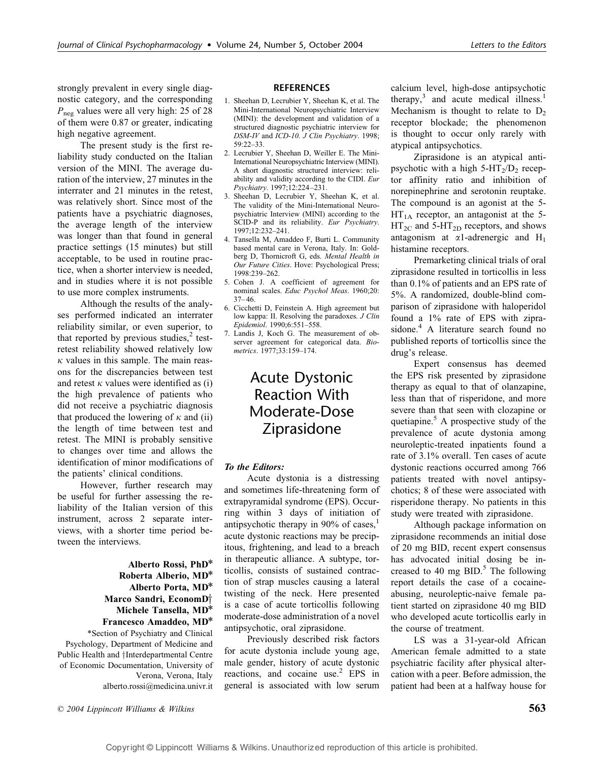strongly prevalent in every single diagnostic category, and the corresponding $P_{neg}$ values were all very high: 25 of 28 of them were 0.87 or greater, indicating high negative agreement.

The present study is the first reliability study conducted on the Italian version of the MINI. The average duration of the interview, 27 minutes in the interrater and 21 minutes in the retest, was relatively short. Since most of the patients have a psychiatric diagnoses, the average length of the interview was longer than that found in general practice settings (15 minutes) but still acceptable, to be used in routine practice, when a shorter interview is needed, and in studies where it is not possible to use more complex instruments.

Although the results of the analyses performed indicated an interrater reliability similar, or even superior, to that reported by previous studies,[2] test-retest reliability showed relatively low $\kappa$ values in this sample. The main reasons for the discrepancies between test and retest $\kappa$ values were identified as (i) the high prevalence of patients who did not receive a psychiatric diagnosis that produced the lowering of $\kappa$ and (ii) the length of time between test and retest. The MINI is probably sensitive to changes over time and allows the identification of minor modifications of the patients' clinical conditions.

However, further research may be useful for further assessing the reliability of the Italian version of this instrument, across 2 separate interviews, with a shorter time period between the interviews.

**Alberto Rossi, PhD***
**Roberta Alberio, MD***
**Alberto Porta, MD***
**Marco Sandri, EconomD†**
**Michele Tansella, MD***
**Francesco Amaddeo, MD***

*Section of Psychiatry and Clinical Psychology, Department of Medicine and Public Health and †Interdepartmental Centre of Economic Documentation, University of Verona, Verona, Italy
alberto.rossi@medicina.univr.it

## REFERENCES

1. Sheehan D, Lecrubier Y, Sheehan K, et al. The Mini-International Neuropsychiatric Interview (MINI): the development and validation of a structured diagnostic psychiatric interview for *DSM-IV* and *ICD-10*. *J Clin Psychiatry*. 1998; 59:22–33.
2. Lecrubier Y, Sheehan D, Weiller E. The Mini-International Neuropsychiatric Interview (MINI). A short diagnostic structured interview: reliability and validity according to the CIDI. *Eur Psychiatry*. 1997;12:224–231.
3. Sheehan D, Lecrubier Y, Sheehan K, et al. The validity of the Mini-International Neuropsychiatric Interview (MINI) according to the SCID-P and its reliability. *Eur Psychiatry*. 1997;12:232–241.
4. Tansella M, Amaddeo F, Burti L. Community based mental care in Verona, Italy. In: Goldberg D, Thornicroft G, eds. *Mental Health in Our Future Cities*. Hove: Psychological Press; 1998:239–262.
5. Cohen J. A coefficient of agreement for nominal scales. *Educ Psychol Meas*. 1960;20: 37–46.
6. Cicchetti D, Feinstein A. High agreement but low kappa: II. Resolving the paradoxes. *J Clin Epidemiol*. 1990;6:551–558.
7. Landis J, Koch G. The measurement of observer agreement for categorical data. *Biometrics*. 1977;33:159–174.

# Acute Dystonic Reaction With Moderate-Dose Ziprasidone

***To the Editors:***

Acute dystonia is a distressing and sometimes life-threatening form of extrapyramidal syndrome (EPS). Occurring within 3 days of initiation of antipsychotic therapy in 90% of cases,[1] acute dystonic reactions may be precipitous, frightening, and lead to a breach in therapeutic alliance. A subtype, torticollis, consists of sustained contraction of strap muscles causing a lateral twisting of the neck. Here presented is a case of acute torticollis following moderate-dose administration of a novel antipsychotic, oral ziprasidone.

Previously described risk factors for acute dystonia include young age, male gender, history of acute dystonic reactions, and cocaine use.[2] EPS in general is associated with low serum calcium level, high-dose antipsychotic therapy,[3] and acute medical illness.[1] Mechanism is thought to relate to $D_2$ receptor blockade; the phenomenon is thought to occur only rarely with atypical antipsychotics.

Ziprasidone is an atypical antipsychotic with a high $5\text{-HT}_2/D_2$ receptor affinity ratio and inhibition of norepinephrine and serotonin reuptake. The compound is an agonist at the $5\text{-HT}_{1A}$ receptor, an antagonist at the $5\text{-HT}_{2C}$ and $5\text{-HT}_{2D}$ receptors, and shows antagonism at $\alpha$1-adrenergic and $H_1$ histamine receptors.

Premarketing clinical trials of oral ziprasidone resulted in torticollis in less than 0.1% of patients and an EPS rate of 5%. A randomized, double-blind comparison of ziprasidone with haloperidol found a 1% rate of EPS with ziprasidone.[4] A literature search found no published reports of torticollis since the drug's release.

Expert consensus has deemed the EPS risk presented by ziprasidone therapy as equal to that of olanzapine, less than that of risperidone, and more severe than that seen with clozapine or quetiapine.[5] A prospective study of the prevalence of acute dystonia among neuroleptic-treated inpatients found a rate of 3.1% overall. Ten cases of acute dystonic reactions occurred among 766 patients treated with novel antipsychotics; 8 of these were associated with risperidone therapy. No patients in this study were treated with ziprasidone.

Although package information on ziprasidone recommends an initial dose of 20 mg BID, recent expert consensus has advocated initial dosing be increased to 40 mg BID.[5] The following report details the case of a cocaine-abusing, neuroleptic-naive female patient started on ziprasidone 40 mg BID who developed acute torticollis early in the course of treatment.

LS was a 31-year-old African American female admitted to a state psychiatric facility after physical altercation with a peer. Before admission, the patient had been at a halfway house for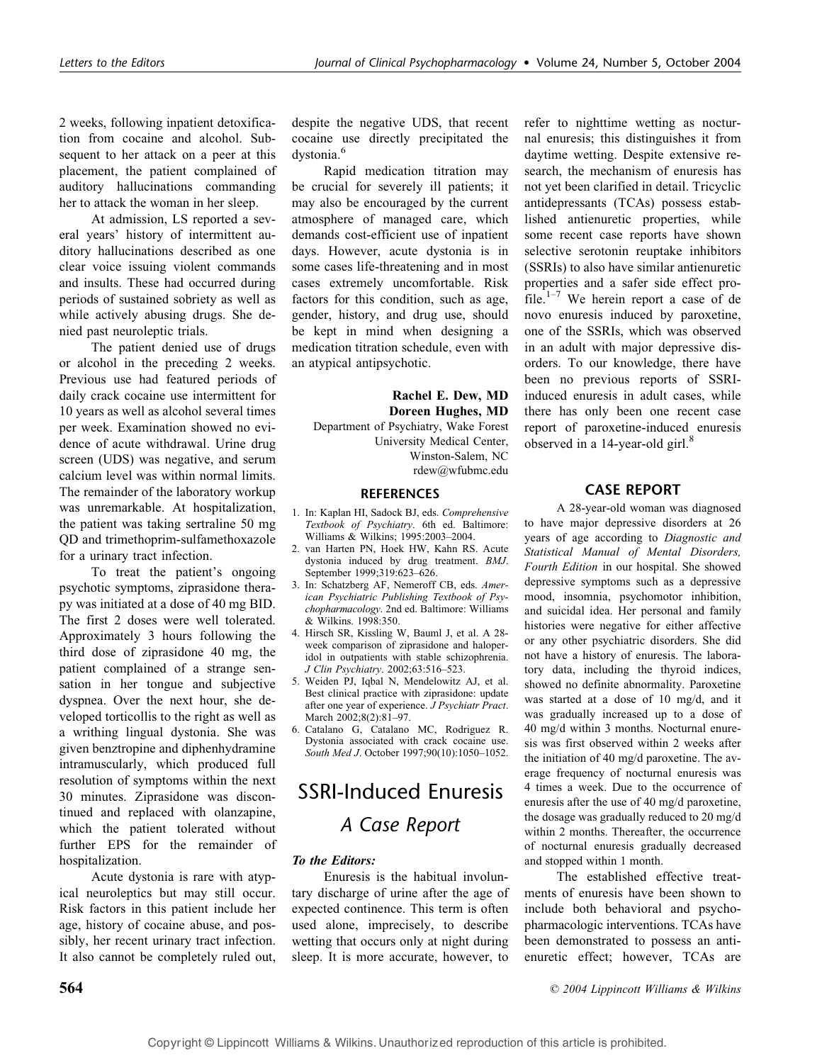2 weeks, following inpatient detoxification from cocaine and alcohol. Subsequent to her attack on a peer at this placement, the patient complained of auditory hallucinations commanding her to attack the woman in her sleep.

At admission, LS reported a several years' history of intermittent auditory hallucinations described as one clear voice issuing violent commands and insults. These had occurred during periods of sustained sobriety as well as while actively abusing drugs. She denied past neuroleptic trials.

The patient denied use of drugs or alcohol in the preceding 2 weeks. Previous use had featured periods of daily crack cocaine use intermittent for 10 years as well as alcohol several times per week. Examination showed no evidence of acute withdrawal. Urine drug screen (UDS) was negative, and serum calcium level was within normal limits. The remainder of the laboratory workup was unremarkable. At hospitalization, the patient was taking sertraline 50 mg QD and trimethoprim-sulfamethoxazole for a urinary tract infection.

To treat the patient's ongoing psychotic symptoms, ziprasidone therapy was initiated at a dose of 40 mg BID. The first 2 doses were well tolerated. Approximately 3 hours following the third dose of ziprasidone 40 mg, the patient complained of a strange sensation in her tongue and subjective dyspnea. Over the next hour, she developed torticollis to the right as well as a writhing lingual dystonia. She was given benztropine and diphenhydramine intramuscularly, which produced full resolution of symptoms within the next 30 minutes. Ziprasidone was discontinued and replaced with olanzapine, which the patient tolerated without further EPS for the remainder of hospitalization.

Acute dystonia is rare with atypical neuroleptics but may still occur. Risk factors in this patient include her age, history of cocaine abuse, and possibly, her recent urinary tract infection. It also cannot be completely ruled out, despite the negative UDS, that recent cocaine use directly precipitated the dystonia.[6]

Rapid medication titration may be crucial for severely ill patients; it may also be encouraged by the current atmosphere of managed care, which demands cost-efficient use of inpatient days. However, acute dystonia is in some cases life-threatening and in most cases extremely uncomfortable. Risk factors for this condition, such as age, gender, history, and drug use, should be kept in mind when designing a medication titration schedule, even with an atypical antipsychotic.

**Rachel E. Dew, MD**
**Doreen Hughes, MD**
Department of Psychiatry, Wake Forest University Medical Center, Winston-Salem, NC
rdew@wfubmc.edu

## REFERENCES

1. In: Kaplan HI, Sadock BJ, eds. *Comprehensive Textbook of Psychiatry*. 6th ed. Baltimore: Williams & Wilkins; 1995:2003–2004.
2. van Harten PN, Hoek HW, Kahn RS. Acute dystonia induced by drug treatment. *BMJ*. September 1999;319:623–626.
3. In: Schatzberg AF, Nemeroff CB, eds. *American Psychiatric Publishing Textbook of Psychopharmacology*. 2nd ed. Baltimore: Williams & Wilkins. 1998:350.
4. Hirsch SR, Kissling W, Bauml J, et al. A 28-week comparison of ziprasidone and haloperidol in outpatients with stable schizophrenia. *J Clin Psychiatry*. 2002;63:516–523.
5. Weiden PJ, Iqbal N, Mendelowitz AJ, et al. Best clinical practice with ziprasidone: update after one year of experience. *J Psychiatr Pract*. March 2002;8(2):81–97.
6. Catalano G, Catalano MC, Rodriguez R. Dystonia associated with crack cocaine use. *South Med J*. October 1997;90(10):1050–1052.

# SSRI-Induced Enuresis

## *A Case Report*

***To the Editors:***

Enuresis is the habitual involuntary discharge of urine after the age of expected continence. This term is often used alone, imprecisely, to describe wetting that occurs only at night during sleep. It is more accurate, however, to refer to nighttime wetting as nocturnal enuresis; this distinguishes it from daytime wetting. Despite extensive research, the mechanism of enuresis has not yet been clarified in detail. Tricyclic antidepressants (TCAs) possess established antienuretic properties, while some recent case reports have shown selective serotonin reuptake inhibitors (SSRIs) to also have similar antienuretic properties and a safer side effect profile.[1–7] We herein report a case of de novo enuresis induced by paroxetine, one of the SSRIs, which was observed in an adult with major depressive disorders. To our knowledge, there have been no previous reports of SSRI-induced enuresis in adult cases, while there has only been one recent case report of paroxetine-induced enuresis observed in a 14-year-old girl.[8]

## CASE REPORT

A 28-year-old woman was diagnosed to have major depressive disorders at 26 years of age according to *Diagnostic and Statistical Manual of Mental Disorders, Fourth Edition* in our hospital. She showed depressive symptoms such as a depressive mood, insomnia, psychomotor inhibition, and suicidal idea. Her personal and family histories were negative for either affective or any other psychiatric disorders. She did not have a history of enuresis. The laboratory data, including the thyroid indices, showed no definite abnormality. Paroxetine was started at a dose of 10 mg/d, and it was gradually increased up to a dose of 40 mg/d within 3 months. Nocturnal enuresis was first observed within 2 weeks after the initiation of 40 mg/d paroxetine. The average frequency of nocturnal enuresis was 4 times a week. Due to the occurrence of enuresis after the use of 40 mg/d paroxetine, the dosage was gradually reduced to 20 mg/d within 2 months. Thereafter, the occurrence of nocturnal enuresis gradually decreased and stopped within 1 month.

The established effective treatments of enuresis have been shown to include both behavioral and psychopharmacologic interventions. TCAs have been demonstrated to possess an antienuretic effect; however, TCAs are